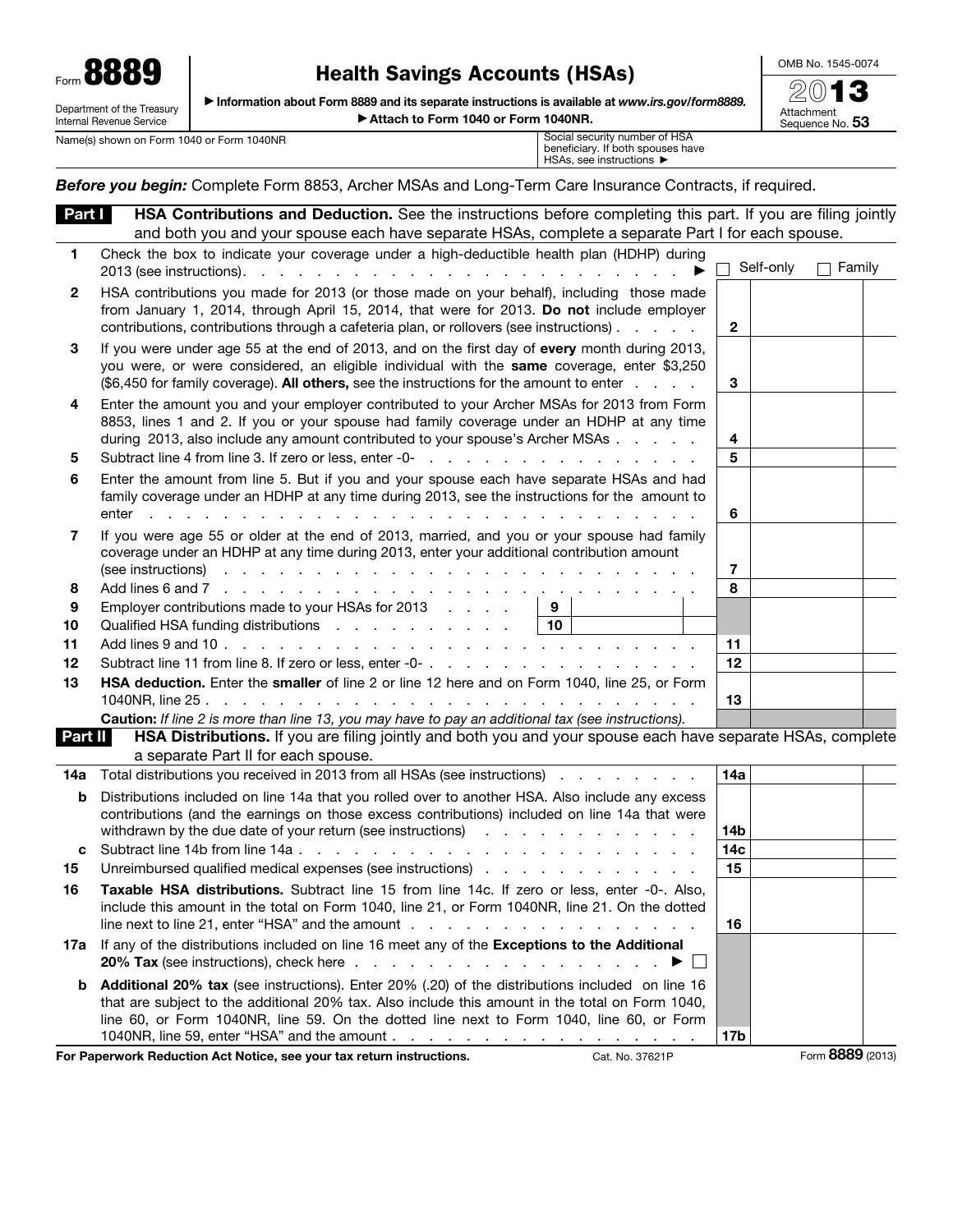Form **8889**

Department of the Treasury
Internal Revenue Service

# Health Savings Accounts (HSAs)

▶ Information about Form 8889 and its separate instructions is available at *www.irs.gov/form8889.*

▶ Attach to Form 1040 or Form 1040NR.

OMB No. 1545-0074

**2013**

Attachment Sequence No. **53**

Name(s) shown on Form 1040 or Form 1040NR

Social security number of HSA beneficiary. If both spouses have HSAs, see instructions ▶

***Before you begin:*** Complete Form 8853, Archer MSAs and Long-Term Care Insurance Contracts, if required.

## Part I — HSA Contributions and Deduction.

See the instructions before completing this part. If you are filing jointly and both you and your spouse each have separate HSAs, complete a separate Part I for each spouse.

| Line | Description | | |
|---|---|---|---|
| 1 | Check the box to indicate your coverage under a high-deductible health plan (HDHP) during 2013 (see instructions) ▶ ☐ Self-only ☐ Family | | |
| 2 | HSA contributions you made for 2013 (or those made on your behalf), including those made from January 1, 2014, through April 15, 2014, that were for 2013. **Do not** include employer contributions, contributions through a cafeteria plan, or rollovers (see instructions) | 2 | |
| 3 | If you were under age 55 at the end of 2013, and on the first day of **every** month during 2013, you were, or were considered, an eligible individual with the **same** coverage, enter $3,250 ($6,450 for family coverage). **All others,** see the instructions for the amount to enter | 3 | |
| 4 | Enter the amount you and your employer contributed to your Archer MSAs for 2013 from Form 8853, lines 1 and 2. If you or your spouse had family coverage under an HDHP at any time during 2013, also include any amount contributed to your spouse's Archer MSAs | 4 | |
| 5 | Subtract line 4 from line 3. If zero or less, enter -0- | 5 | |
| 6 | Enter the amount from line 5. But if you and your spouse each have separate HSAs and had family coverage under an HDHP at any time during 2013, see the instructions for the amount to enter | 6 | |
| 7 | If you were age 55 or older at the end of 2013, married, and you or your spouse had family coverage under an HDHP at any time during 2013, enter your additional contribution amount (see instructions) | 7 | |
| 8 | Add lines 6 and 7 | 8 | |
| 9 | Employer contributions made to your HSAs for 2013 | 9 | |
| 10 | Qualified HSA funding distributions | 10 | |
| 11 | Add lines 9 and 10 | 11 | |
| 12 | Subtract line 11 from line 8. If zero or less, enter -0- | 12 | |
| 13 | **HSA deduction.** Enter the **smaller** of line 2 or line 12 here and on Form 1040, line 25, or Form 1040NR, line 25 | 13 | |

**Caution:** *If line 2 is more than line 13, you may have to pay an additional tax (see instructions).*

## Part II — HSA Distributions.

If you are filing jointly and both you and your spouse each have separate HSAs, complete a separate Part II for each spouse.

| Line | Description | | |
|---|---|---|---|
| 14a | Total distributions you received in 2013 from all HSAs (see instructions) | 14a | |
| b | Distributions included on line 14a that you rolled over to another HSA. Also include any excess contributions (and the earnings on those excess contributions) included on line 14a that were withdrawn by the due date of your return (see instructions) | 14b | |
| c | Subtract line 14b from line 14a | 14c | |
| 15 | Unreimbursed qualified medical expenses (see instructions) | 15 | |
| 16 | **Taxable HSA distributions.** Subtract line 15 from line 14c. If zero or less, enter -0-. Also, include this amount in the total on Form 1040, line 21, or Form 1040NR, line 21. On the dotted line next to line 21, enter "HSA" and the amount | 16 | |
| 17a | If any of the distributions included on line 16 meet any of the **Exceptions to the Additional 20% Tax** (see instructions), check here ▶ ☐ | | |
| b | **Additional 20% tax** (see instructions). Enter 20% (.20) of the distributions included on line 16 that are subject to the additional 20% tax. Also include this amount in the total on Form 1040, line 60, or Form 1040NR, line 59. On the dotted line next to Form 1040, line 60, or Form 1040NR, line 59, enter "HSA" and the amount | 17b | |

**For Paperwork Reduction Act Notice, see your tax return instructions.** Cat. No. 37621P Form **8889** (2013)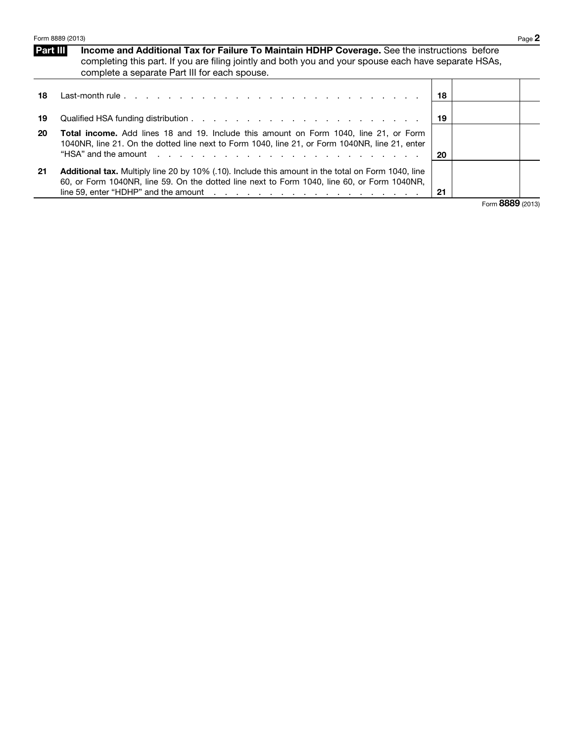**Part III** **Income and Additional Tax for Failure To Maintain HDHP Coverage.** See the instructions before completing this part. If you are filing jointly and both you and your spouse each have separate HSAs, complete a separate Part III for each spouse.

| | | | | |
|---|---|---|---|---|
| 18 | Last-month rule . . . . . . . . . . . . . . . . . . . . . . . . . . . . | 18 | | |
| 19 | Qualified HSA funding distribution . . . . . . . . . . . . . . . . . . . . . . | 19 | | |
| 20 | **Total income.** Add lines 18 and 19. Include this amount on Form 1040, line 21, or Form 1040NR, line 21. On the dotted line next to Form 1040, line 21, or Form 1040NR, line 21, enter "HSA" and the amount . . . . . . . . . . . . . . . . . . . . . . . . . | 20 | | |
| 21 | **Additional tax.** Multiply line 20 by 10% (.10). Include this amount in the total on Form 1040, line 60, or Form 1040NR, line 59. On the dotted line next to Form 1040, line 60, or Form 1040NR, line 59, enter "HDHP" and the amount . . . . . . . . . . . . . . . . . . . . | 21 | | |

Form **8889** (2013)